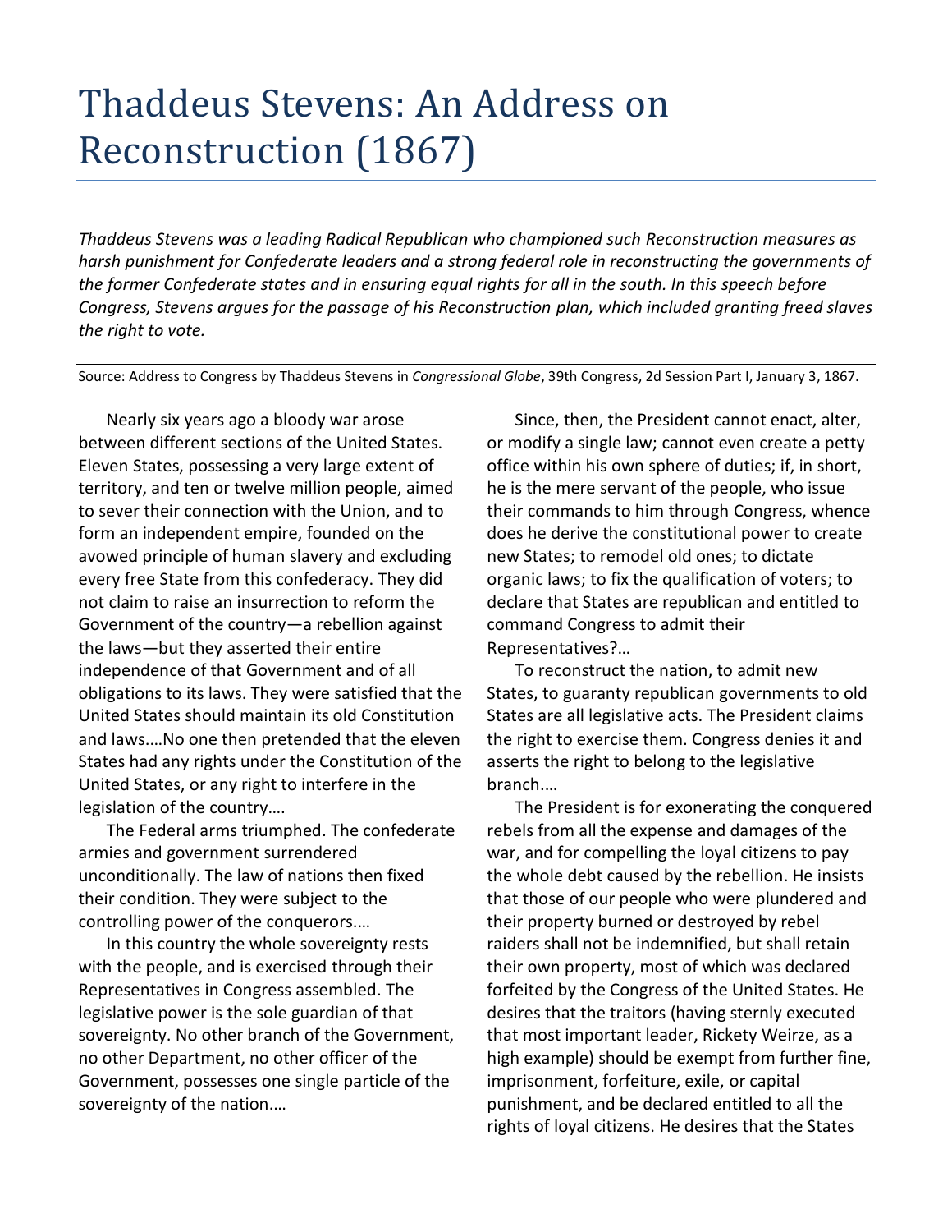# Thaddeus Stevens: An Address on Reconstruction (1867)

*Thaddeus Stevens was a leading Radical Republican who championed such Reconstruction measures as harsh punishment for Confederate leaders and a strong federal role in reconstructing the governments of the former Confederate states and in ensuring equal rights for all in the south. In this speech before Congress, Stevens argues for the passage of his Reconstruction plan, which included granting freed slaves the right to vote.*

Source: Address to Congress by Thaddeus Stevens in *Congressional Globe*, 39th Congress, 2d Session Part I, January 3, 1867.

Nearly six years ago a bloody war arose between different sections of the United States. Eleven States, possessing a very large extent of territory, and ten or twelve million people, aimed to sever their connection with the Union, and to form an independent empire, founded on the avowed principle of human slavery and excluding every free State from this confederacy. They did not claim to raise an insurrection to reform the Government of the country—a rebellion against the laws—but they asserted their entire independence of that Government and of all obligations to its laws. They were satisfied that the United States should maintain its old Constitution and laws.…No one then pretended that the eleven States had any rights under the Constitution of the United States, or any right to interfere in the legislation of the country….

The Federal arms triumphed. The confederate armies and government surrendered unconditionally. The law of nations then fixed their condition. They were subject to the controlling power of the conquerors.…

In this country the whole sovereignty rests with the people, and is exercised through their Representatives in Congress assembled. The legislative power is the sole guardian of that sovereignty. No other branch of the Government, no other Department, no other officer of the Government, possesses one single particle of the sovereignty of the nation.…

Since, then, the President cannot enact, alter, or modify a single law; cannot even create a petty office within his own sphere of duties; if, in short, he is the mere servant of the people, who issue their commands to him through Congress, whence does he derive the constitutional power to create new States; to remodel old ones; to dictate organic laws; to fix the qualification of voters; to declare that States are republican and entitled to command Congress to admit their Representatives?…

To reconstruct the nation, to admit new States, to guaranty republican governments to old States are all legislative acts. The President claims the right to exercise them. Congress denies it and asserts the right to belong to the legislative branch.…

The President is for exonerating the conquered rebels from all the expense and damages of the war, and for compelling the loyal citizens to pay the whole debt caused by the rebellion. He insists that those of our people who were plundered and their property burned or destroyed by rebel raiders shall not be indemnified, but shall retain their own property, most of which was declared forfeited by the Congress of the United States. He desires that the traitors (having sternly executed that most important leader, Rickety Weirze, as a high example) should be exempt from further fine, imprisonment, forfeiture, exile, or capital punishment, and be declared entitled to all the rights of loyal citizens. He desires that the States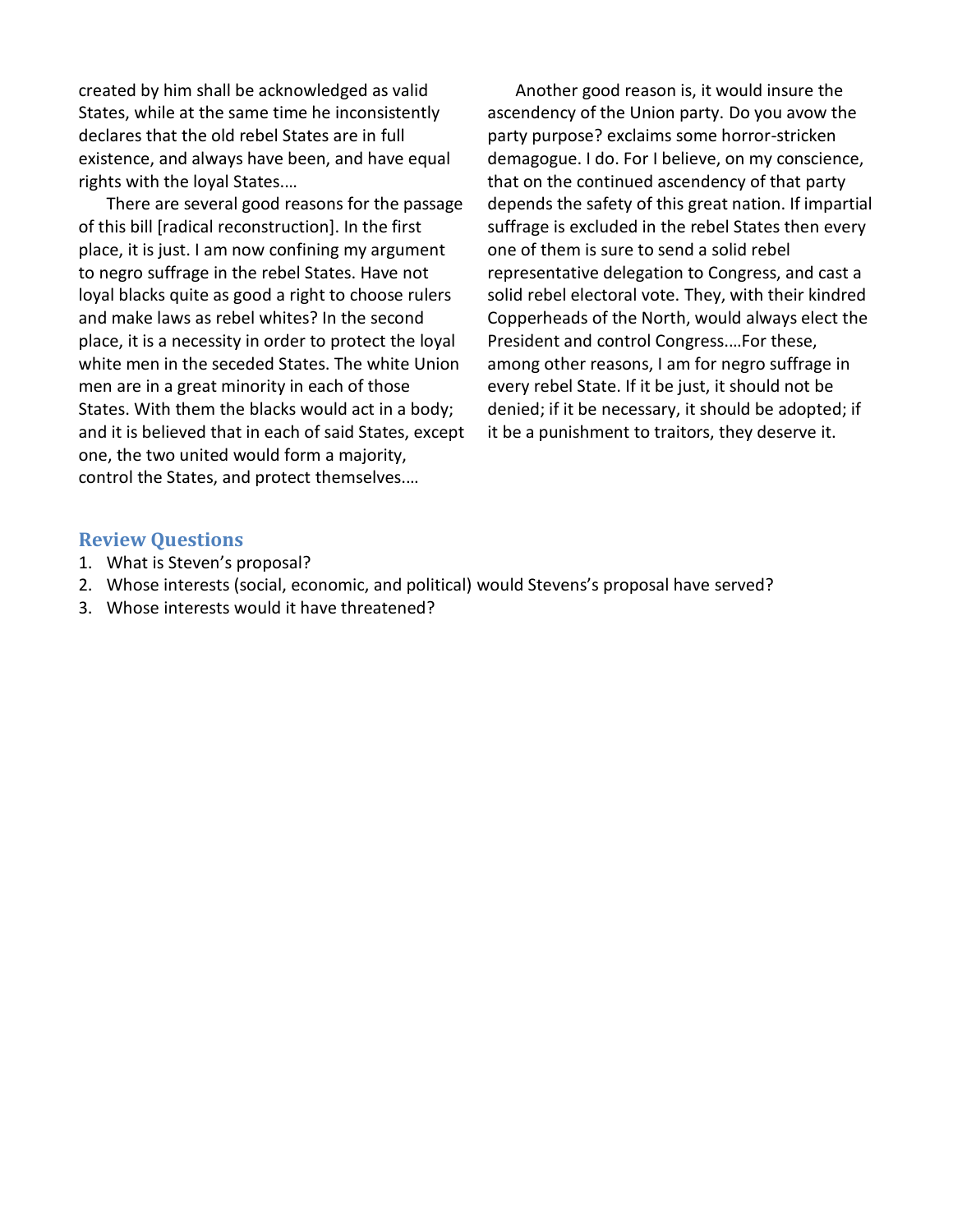created by him shall be acknowledged as valid States, while at the same time he inconsistently declares that the old rebel States are in full existence, and always have been, and have equal rights with the loyal States.…

There are several good reasons for the passage of this bill [radical reconstruction]. In the first place, it is just. I am now confining my argument to negro suffrage in the rebel States. Have not loyal blacks quite as good a right to choose rulers and make laws as rebel whites? In the second place, it is a necessity in order to protect the loyal white men in the seceded States. The white Union men are in a great minority in each of those States. With them the blacks would act in a body; and it is believed that in each of said States, except one, the two united would form a majority, control the States, and protect themselves.…

Another good reason is, it would insure the ascendency of the Union party. Do you avow the party purpose? exclaims some horror-stricken demagogue. I do. For I believe, on my conscience, that on the continued ascendency of that party depends the safety of this great nation. If impartial suffrage is excluded in the rebel States then every one of them is sure to send a solid rebel representative delegation to Congress, and cast a solid rebel electoral vote. They, with their kindred Copperheads of the North, would always elect the President and control Congress.…For these, among other reasons, I am for negro suffrage in every rebel State. If it be just, it should not be denied; if it be necessary, it should be adopted; if it be a punishment to traitors, they deserve it.

## Review Questions

1. What is Steven's proposal?
2. Whose interests (social, economic, and political) would Stevens's proposal have served?
3. Whose interests would it have threatened?